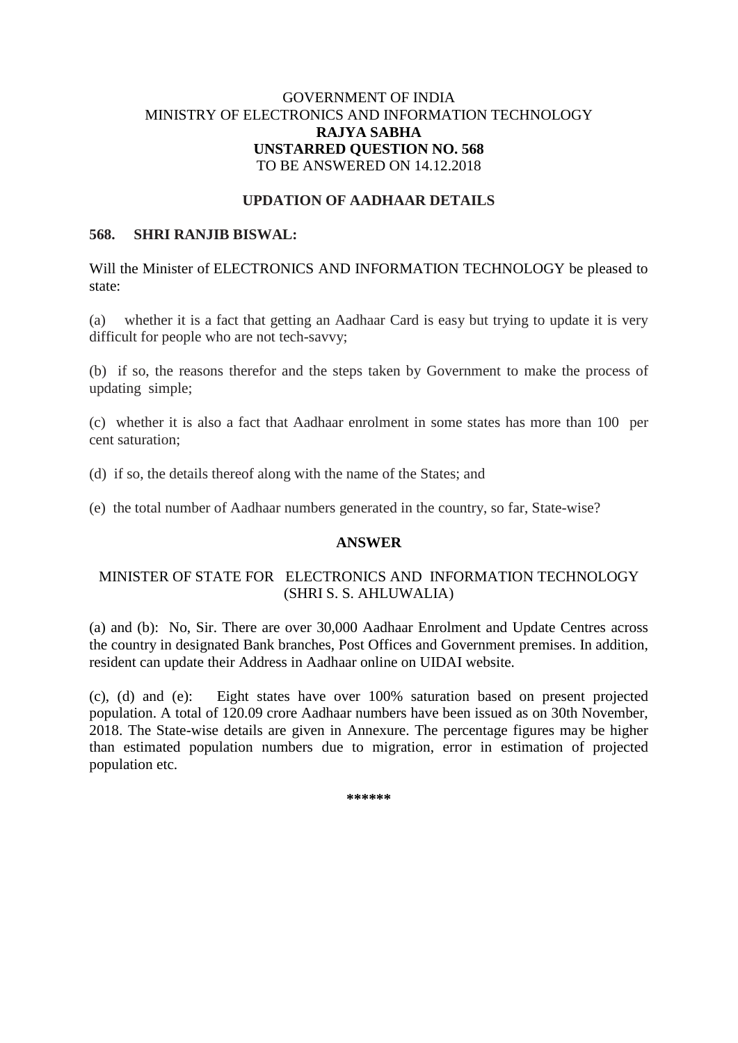GOVERNMENT OF INDIA
MINISTRY OF ELECTRONICS AND INFORMATION TECHNOLOGY
**RAJYA SABHA**
**UNSTARRED QUESTION NO. 568**
TO BE ANSWERED ON 14.12.2018

## UPDATION OF AADHAAR DETAILS

**568. SHRI RANJIB BISWAL:**

Will the Minister of ELECTRONICS AND INFORMATION TECHNOLOGY be pleased to state:

(a) whether it is a fact that getting an Aadhaar Card is easy but trying to update it is very difficult for people who are not tech-savvy;

(b) if so, the reasons therefor and the steps taken by Government to make the process of updating simple;

(c) whether it is also a fact that Aadhaar enrolment in some states has more than 100 per cent saturation;

(d) if so, the details thereof along with the name of the States; and

(e) the total number of Aadhaar numbers generated in the country, so far, State-wise?

## ANSWER

MINISTER OF STATE FOR ELECTRONICS AND INFORMATION TECHNOLOGY
(SHRI S. S. AHLUWALIA)

(a) and (b): No, Sir. There are over 30,000 Aadhaar Enrolment and Update Centres across the country in designated Bank branches, Post Offices and Government premises. In addition, resident can update their Address in Aadhaar online on UIDAI website.

(c), (d) and (e): Eight states have over 100% saturation based on present projected population. A total of 120.09 crore Aadhaar numbers have been issued as on 30th November, 2018. The State-wise details are given in Annexure. The percentage figures may be higher than estimated population numbers due to migration, error in estimation of projected population etc.

******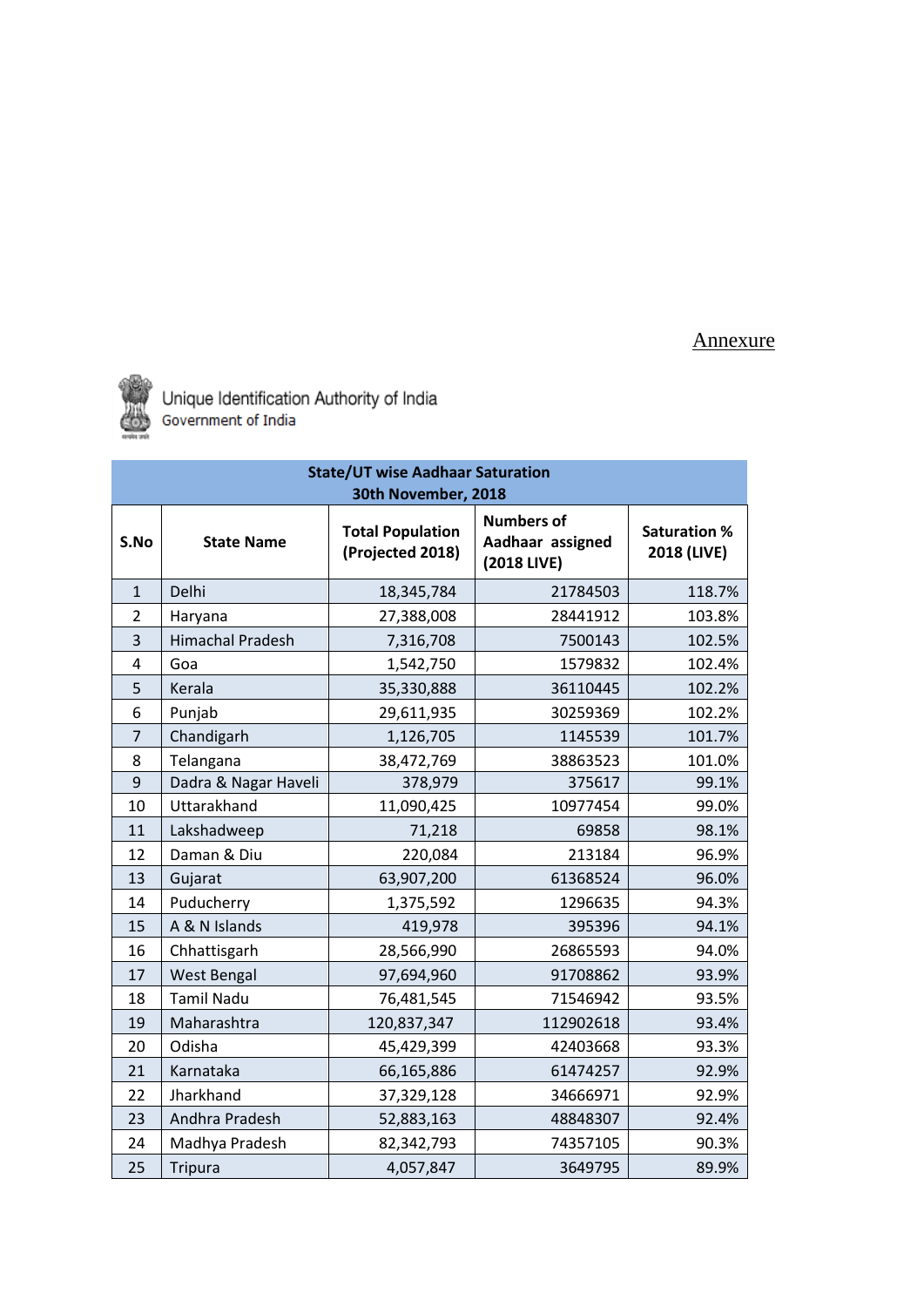Annexure

Unique Identification Authority of India
Government of India

| State/UT wise Aadhaar Saturation 30th November, 2018 | | | | |
|---|---|---|---|---|
| S.No | State Name | Total Population (Projected 2018) | Numbers of Aadhaar assigned (2018 LIVE) | Saturation % 2018 (LIVE) |
| 1 | Delhi | 18,345,784 | 21784503 | 118.7% |
| 2 | Haryana | 27,388,008 | 28441912 | 103.8% |
| 3 | Himachal Pradesh | 7,316,708 | 7500143 | 102.5% |
| 4 | Goa | 1,542,750 | 1579832 | 102.4% |
| 5 | Kerala | 35,330,888 | 36110445 | 102.2% |
| 6 | Punjab | 29,611,935 | 30259369 | 102.2% |
| 7 | Chandigarh | 1,126,705 | 1145539 | 101.7% |
| 8 | Telangana | 38,472,769 | 38863523 | 101.0% |
| 9 | Dadra & Nagar Haveli | 378,979 | 375617 | 99.1% |
| 10 | Uttarakhand | 11,090,425 | 10977454 | 99.0% |
| 11 | Lakshadweep | 71,218 | 69858 | 98.1% |
| 12 | Daman & Diu | 220,084 | 213184 | 96.9% |
| 13 | Gujarat | 63,907,200 | 61368524 | 96.0% |
| 14 | Puducherry | 1,375,592 | 1296635 | 94.3% |
| 15 | A & N Islands | 419,978 | 395396 | 94.1% |
| 16 | Chhattisgarh | 28,566,990 | 26865593 | 94.0% |
| 17 | West Bengal | 97,694,960 | 91708862 | 93.9% |
| 18 | Tamil Nadu | 76,481,545 | 71546942 | 93.5% |
| 19 | Maharashtra | 120,837,347 | 112902618 | 93.4% |
| 20 | Odisha | 45,429,399 | 42403668 | 93.3% |
| 21 | Karnataka | 66,165,886 | 61474257 | 92.9% |
| 22 | Jharkhand | 37,329,128 | 34666971 | 92.9% |
| 23 | Andhra Pradesh | 52,883,163 | 48848307 | 92.4% |
| 24 | Madhya Pradesh | 82,342,793 | 74357105 | 90.3% |
| 25 | Tripura | 4,057,847 | 3649795 | 89.9% |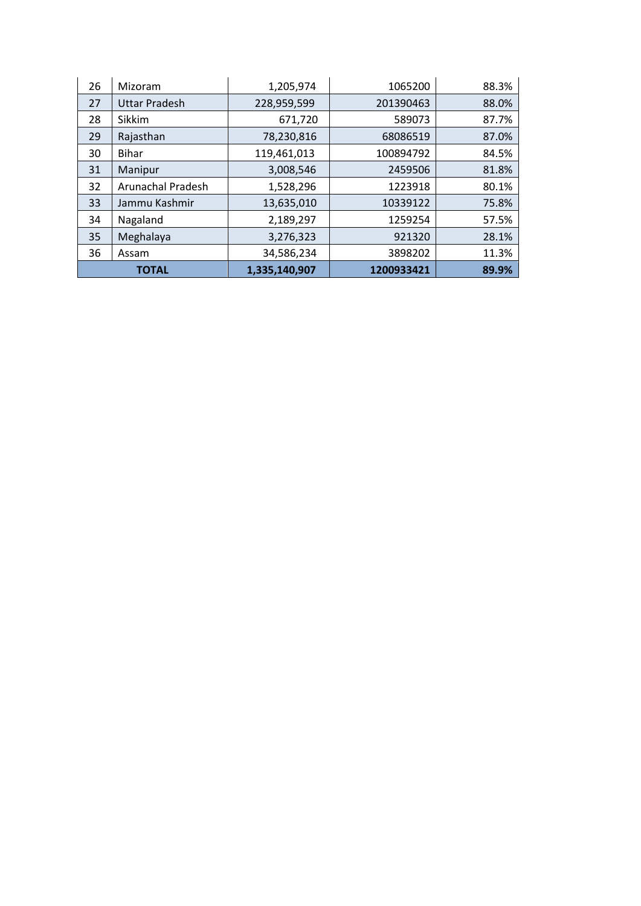| | | | | |
|---|---|---|---|---|
| 26 | Mizoram | 1,205,974 | 1065200 | 88.3% |
| 27 | Uttar Pradesh | 228,959,599 | 201390463 | 88.0% |
| 28 | Sikkim | 671,720 | 589073 | 87.7% |
| 29 | Rajasthan | 78,230,816 | 68086519 | 87.0% |
| 30 | Bihar | 119,461,013 | 100894792 | 84.5% |
| 31 | Manipur | 3,008,546 | 2459506 | 81.8% |
| 32 | Arunachal Pradesh | 1,528,296 | 1223918 | 80.1% |
| 33 | Jammu Kashmir | 13,635,010 | 10339122 | 75.8% |
| 34 | Nagaland | 2,189,297 | 1259254 | 57.5% |
| 35 | Meghalaya | 3,276,323 | 921320 | 28.1% |
| 36 | Assam | 34,586,234 | 3898202 | 11.3% |
| **TOTAL** | | **1,335,140,907** | **1200933421** | **89.9%** |